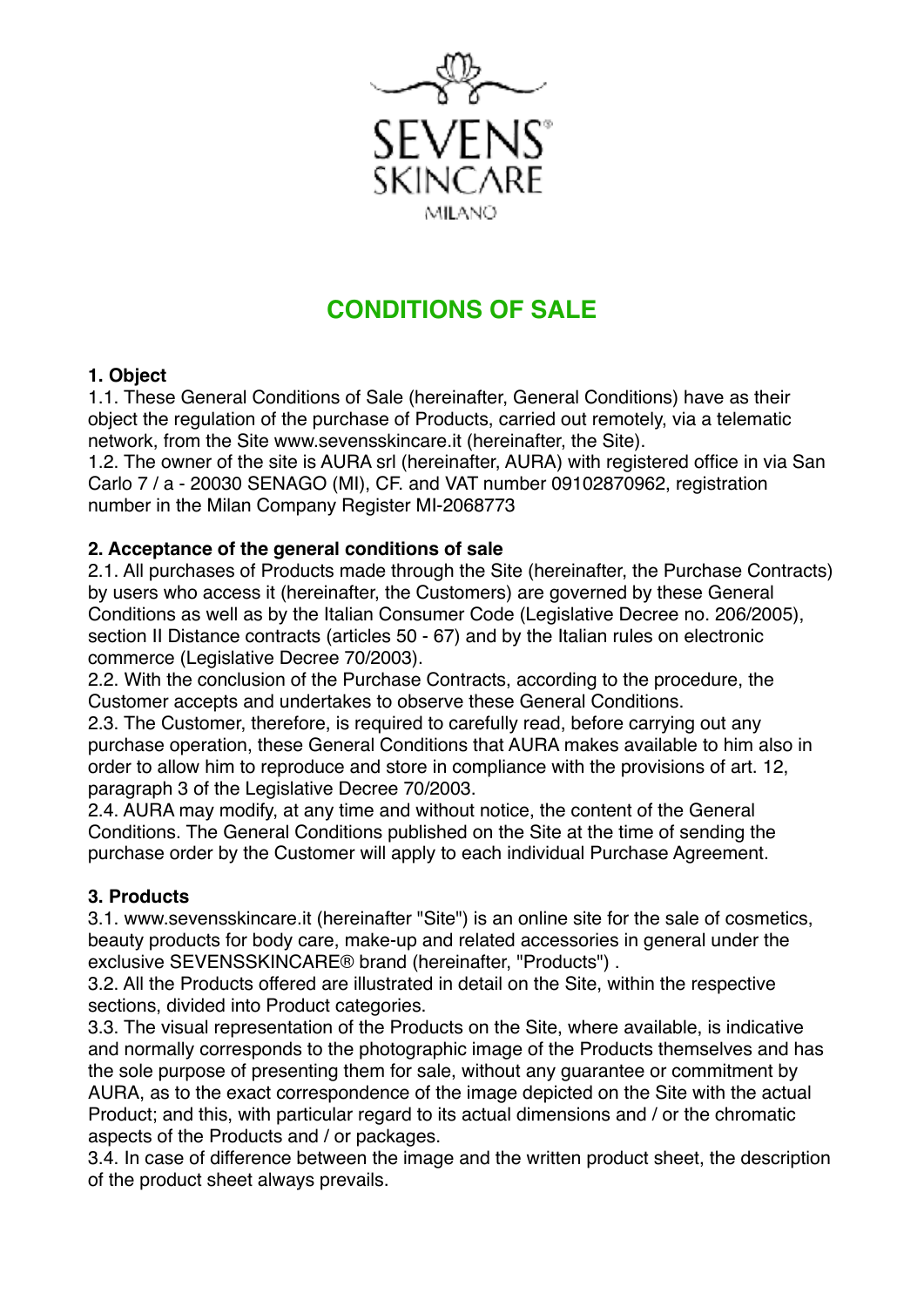SEVENS
SKINCARE
MILANO

# CONDITIONS OF SALE

### 1. Object

1.1. These General Conditions of Sale (hereinafter, General Conditions) have as their object the regulation of the purchase of Products, carried out remotely, via a telematic network, from the Site www.sevensskincare.it (hereinafter, the Site).

1.2. The owner of the site is AURA srl (hereinafter, AURA) with registered office in via San Carlo 7 / a - 20030 SENAGO (MI), CF. and VAT number 09102870962, registration number in the Milan Company Register MI-2068773

### 2. Acceptance of the general conditions of sale

2.1. All purchases of Products made through the Site (hereinafter, the Purchase Contracts) by users who access it (hereinafter, the Customers) are governed by these General Conditions as well as by the Italian Consumer Code (Legislative Decree no. 206/2005), section II Distance contracts (articles 50 - 67) and by the Italian rules on electronic commerce (Legislative Decree 70/2003).

2.2. With the conclusion of the Purchase Contracts, according to the procedure, the Customer accepts and undertakes to observe these General Conditions.

2.3. The Customer, therefore, is required to carefully read, before carrying out any purchase operation, these General Conditions that AURA makes available to him also in order to allow him to reproduce and store in compliance with the provisions of art. 12, paragraph 3 of the Legislative Decree 70/2003.

2.4. AURA may modify, at any time and without notice, the content of the General Conditions. The General Conditions published on the Site at the time of sending the purchase order by the Customer will apply to each individual Purchase Agreement.

### 3. Products

3.1. www.sevensskincare.it (hereinafter "Site") is an online site for the sale of cosmetics, beauty products for body care, make-up and related accessories in general under the exclusive SEVENSSKINCARE® brand (hereinafter, "Products") .

3.2. All the Products offered are illustrated in detail on the Site, within the respective sections, divided into Product categories.

3.3. The visual representation of the Products on the Site, where available, is indicative and normally corresponds to the photographic image of the Products themselves and has the sole purpose of presenting them for sale, without any guarantee or commitment by AURA, as to the exact correspondence of the image depicted on the Site with the actual Product; and this, with particular regard to its actual dimensions and / or the chromatic aspects of the Products and / or packages.

3.4. In case of difference between the image and the written product sheet, the description of the product sheet always prevails.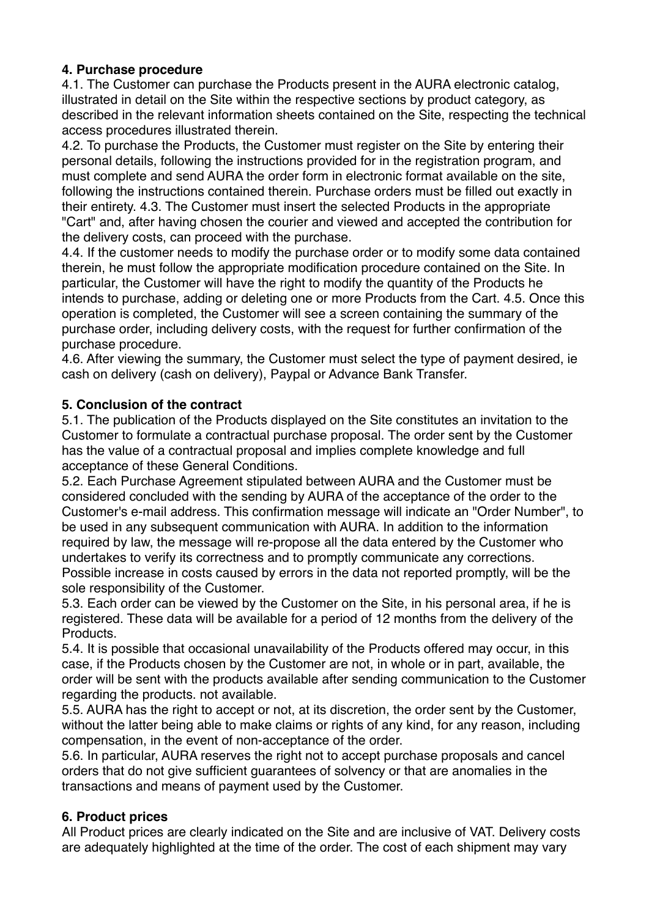**4. Purchase procedure**

4.1. The Customer can purchase the Products present in the AURA electronic catalog, illustrated in detail on the Site within the respective sections by product category, as described in the relevant information sheets contained on the Site, respecting the technical access procedures illustrated therein.

4.2. To purchase the Products, the Customer must register on the Site by entering their personal details, following the instructions provided for in the registration program, and must complete and send AURA the order form in electronic format available on the site, following the instructions contained therein. Purchase orders must be filled out exactly in their entirety. 4.3. The Customer must insert the selected Products in the appropriate "Cart" and, after having chosen the courier and viewed and accepted the contribution for the delivery costs, can proceed with the purchase.

4.4. If the customer needs to modify the purchase order or to modify some data contained therein, he must follow the appropriate modification procedure contained on the Site. In particular, the Customer will have the right to modify the quantity of the Products he intends to purchase, adding or deleting one or more Products from the Cart. 4.5. Once this operation is completed, the Customer will see a screen containing the summary of the purchase order, including delivery costs, with the request for further confirmation of the purchase procedure.

4.6. After viewing the summary, the Customer must select the type of payment desired, ie cash on delivery (cash on delivery), Paypal or Advance Bank Transfer.

**5. Conclusion of the contract**

5.1. The publication of the Products displayed on the Site constitutes an invitation to the Customer to formulate a contractual purchase proposal. The order sent by the Customer has the value of a contractual proposal and implies complete knowledge and full acceptance of these General Conditions.

5.2. Each Purchase Agreement stipulated between AURA and the Customer must be considered concluded with the sending by AURA of the acceptance of the order to the Customer's e-mail address. This confirmation message will indicate an "Order Number", to be used in any subsequent communication with AURA. In addition to the information required by law, the message will re-propose all the data entered by the Customer who undertakes to verify its correctness and to promptly communicate any corrections. Possible increase in costs caused by errors in the data not reported promptly, will be the sole responsibility of the Customer.

5.3. Each order can be viewed by the Customer on the Site, in his personal area, if he is registered. These data will be available for a period of 12 months from the delivery of the Products.

5.4. It is possible that occasional unavailability of the Products offered may occur, in this case, if the Products chosen by the Customer are not, in whole or in part, available, the order will be sent with the products available after sending communication to the Customer regarding the products. not available.

5.5. AURA has the right to accept or not, at its discretion, the order sent by the Customer, without the latter being able to make claims or rights of any kind, for any reason, including compensation, in the event of non-acceptance of the order.

5.6. In particular, AURA reserves the right not to accept purchase proposals and cancel orders that do not give sufficient guarantees of solvency or that are anomalies in the transactions and means of payment used by the Customer.

**6. Product prices**

All Product prices are clearly indicated on the Site and are inclusive of VAT. Delivery costs are adequately highlighted at the time of the order. The cost of each shipment may vary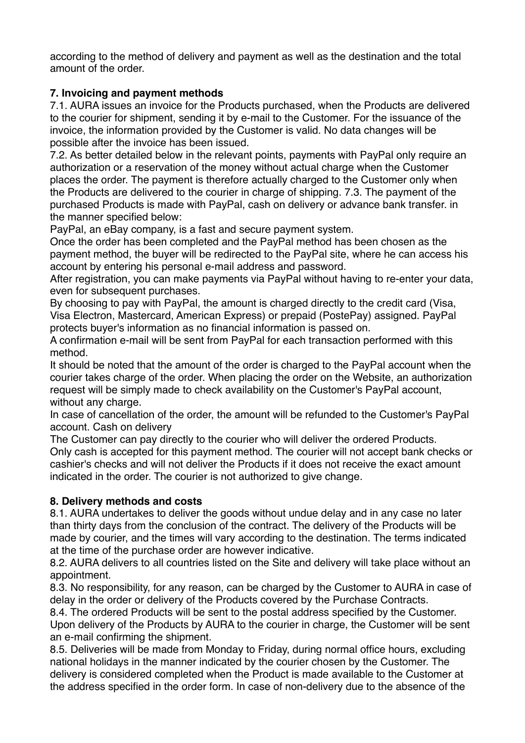according to the method of delivery and payment as well as the destination and the total amount of the order.

**7. Invoicing and payment methods**

7.1. AURA issues an invoice for the Products purchased, when the Products are delivered to the courier for shipment, sending it by e-mail to the Customer. For the issuance of the invoice, the information provided by the Customer is valid. No data changes will be possible after the invoice has been issued.

7.2. As better detailed below in the relevant points, payments with PayPal only require an authorization or a reservation of the money without actual charge when the Customer places the order. The payment is therefore actually charged to the Customer only when the Products are delivered to the courier in charge of shipping. 7.3. The payment of the purchased Products is made with PayPal, cash on delivery or advance bank transfer. in the manner specified below:

PayPal, an eBay company, is a fast and secure payment system.

Once the order has been completed and the PayPal method has been chosen as the payment method, the buyer will be redirected to the PayPal site, where he can access his account by entering his personal e-mail address and password.

After registration, you can make payments via PayPal without having to re-enter your data, even for subsequent purchases.

By choosing to pay with PayPal, the amount is charged directly to the credit card (Visa, Visa Electron, Mastercard, American Express) or prepaid (PostePay) assigned. PayPal protects buyer's information as no financial information is passed on.

A confirmation e-mail will be sent from PayPal for each transaction performed with this method.

It should be noted that the amount of the order is charged to the PayPal account when the courier takes charge of the order. When placing the order on the Website, an authorization request will be simply made to check availability on the Customer's PayPal account, without any charge.

In case of cancellation of the order, the amount will be refunded to the Customer's PayPal account. Cash on delivery

The Customer can pay directly to the courier who will deliver the ordered Products.

Only cash is accepted for this payment method. The courier will not accept bank checks or cashier's checks and will not deliver the Products if it does not receive the exact amount indicated in the order. The courier is not authorized to give change.

**8. Delivery methods and costs**

8.1. AURA undertakes to deliver the goods without undue delay and in any case no later than thirty days from the conclusion of the contract. The delivery of the Products will be made by courier, and the times will vary according to the destination. The terms indicated at the time of the purchase order are however indicative.

8.2. AURA delivers to all countries listed on the Site and delivery will take place without an appointment.

8.3. No responsibility, for any reason, can be charged by the Customer to AURA in case of delay in the order or delivery of the Products covered by the Purchase Contracts.

8.4. The ordered Products will be sent to the postal address specified by the Customer. Upon delivery of the Products by AURA to the courier in charge, the Customer will be sent an e-mail confirming the shipment.

8.5. Deliveries will be made from Monday to Friday, during normal office hours, excluding national holidays in the manner indicated by the courier chosen by the Customer. The delivery is considered completed when the Product is made available to the Customer at the address specified in the order form. In case of non-delivery due to the absence of the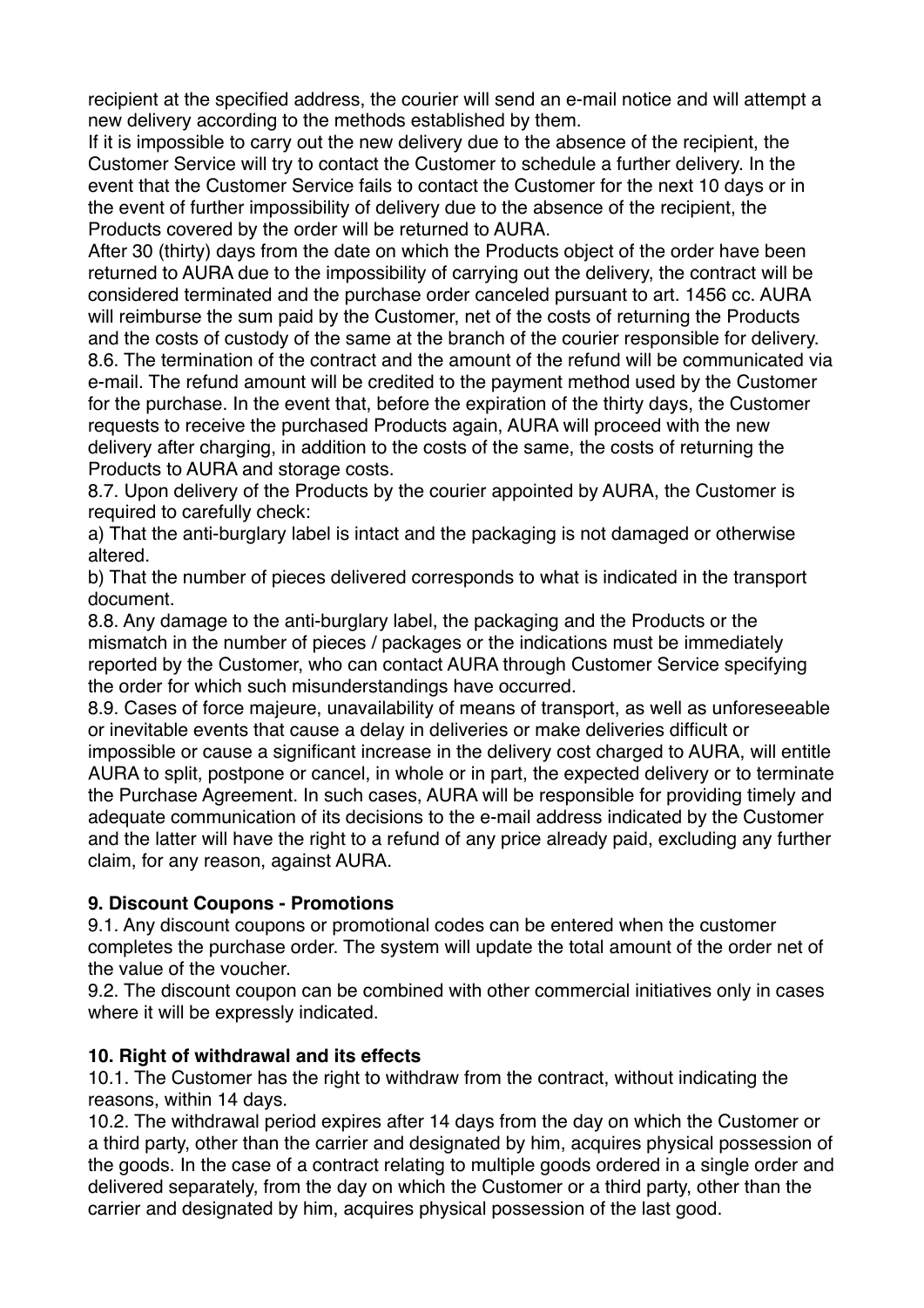recipient at the specified address, the courier will send an e-mail notice and will attempt a new delivery according to the methods established by them.

If it is impossible to carry out the new delivery due to the absence of the recipient, the Customer Service will try to contact the Customer to schedule a further delivery. In the event that the Customer Service fails to contact the Customer for the next 10 days or in the event of further impossibility of delivery due to the absence of the recipient, the Products covered by the order will be returned to AURA.

After 30 (thirty) days from the date on which the Products object of the order have been returned to AURA due to the impossibility of carrying out the delivery, the contract will be considered terminated and the purchase order canceled pursuant to art. 1456 cc. AURA will reimburse the sum paid by the Customer, net of the costs of returning the Products and the costs of custody of the same at the branch of the courier responsible for delivery.

8.6. The termination of the contract and the amount of the refund will be communicated via e-mail. The refund amount will be credited to the payment method used by the Customer for the purchase. In the event that, before the expiration of the thirty days, the Customer requests to receive the purchased Products again, AURA will proceed with the new delivery after charging, in addition to the costs of the same, the costs of returning the Products to AURA and storage costs.

8.7. Upon delivery of the Products by the courier appointed by AURA, the Customer is required to carefully check:

a) That the anti-burglary label is intact and the packaging is not damaged or otherwise altered.

b) That the number of pieces delivered corresponds to what is indicated in the transport document.

8.8. Any damage to the anti-burglary label, the packaging and the Products or the mismatch in the number of pieces / packages or the indications must be immediately reported by the Customer, who can contact AURA through Customer Service specifying the order for which such misunderstandings have occurred.

8.9. Cases of force majeure, unavailability of means of transport, as well as unforeseeable or inevitable events that cause a delay in deliveries or make deliveries difficult or impossible or cause a significant increase in the delivery cost charged to AURA, will entitle AURA to split, postpone or cancel, in whole or in part, the expected delivery or to terminate the Purchase Agreement. In such cases, AURA will be responsible for providing timely and adequate communication of its decisions to the e-mail address indicated by the Customer and the latter will have the right to a refund of any price already paid, excluding any further claim, for any reason, against AURA.

## 9. Discount Coupons - Promotions

9.1. Any discount coupons or promotional codes can be entered when the customer completes the purchase order. The system will update the total amount of the order net of the value of the voucher.

9.2. The discount coupon can be combined with other commercial initiatives only in cases where it will be expressly indicated.

## 10. Right of withdrawal and its effects

10.1. The Customer has the right to withdraw from the contract, without indicating the reasons, within 14 days.

10.2. The withdrawal period expires after 14 days from the day on which the Customer or a third party, other than the carrier and designated by him, acquires physical possession of the goods. In the case of a contract relating to multiple goods ordered in a single order and delivered separately, from the day on which the Customer or a third party, other than the carrier and designated by him, acquires physical possession of the last good.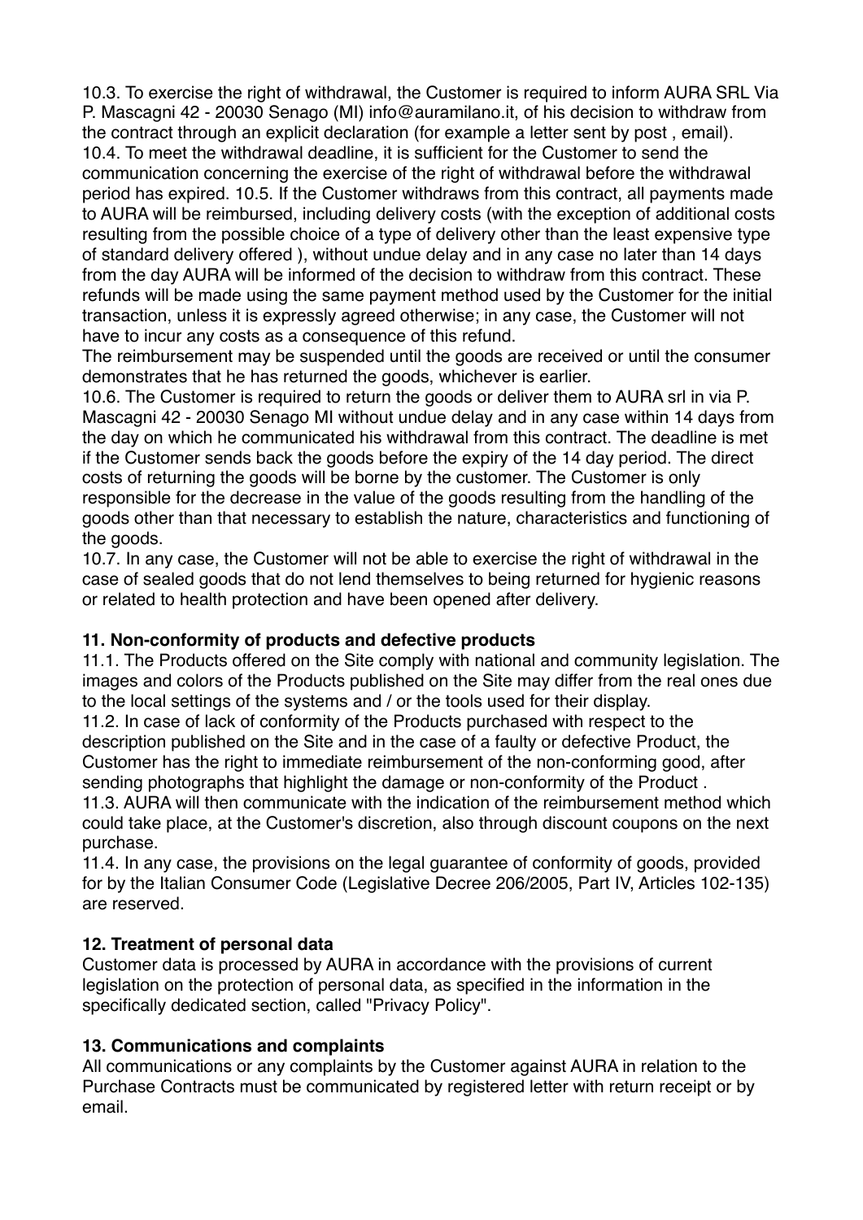10.3. To exercise the right of withdrawal, the Customer is required to inform AURA SRL Via P. Mascagni 42 - 20030 Senago (MI) info@auramilano.it, of his decision to withdraw from the contract through an explicit declaration (for example a letter sent by post , email).
10.4. To meet the withdrawal deadline, it is sufficient for the Customer to send the communication concerning the exercise of the right of withdrawal before the withdrawal period has expired. 10.5. If the Customer withdraws from this contract, all payments made to AURA will be reimbursed, including delivery costs (with the exception of additional costs resulting from the possible choice of a type of delivery other than the least expensive type of standard delivery offered ), without undue delay and in any case no later than 14 days from the day AURA will be informed of the decision to withdraw from this contract. These refunds will be made using the same payment method used by the Customer for the initial transaction, unless it is expressly agreed otherwise; in any case, the Customer will not have to incur any costs as a consequence of this refund.
The reimbursement may be suspended until the goods are received or until the consumer demonstrates that he has returned the goods, whichever is earlier.
10.6. The Customer is required to return the goods or deliver them to AURA srl in via P. Mascagni 42 - 20030 Senago MI without undue delay and in any case within 14 days from the day on which he communicated his withdrawal from this contract. The deadline is met if the Customer sends back the goods before the expiry of the 14 day period. The direct costs of returning the goods will be borne by the customer. The Customer is only responsible for the decrease in the value of the goods resulting from the handling of the goods other than that necessary to establish the nature, characteristics and functioning of the goods.
10.7. In any case, the Customer will not be able to exercise the right of withdrawal in the case of sealed goods that do not lend themselves to being returned for hygienic reasons or related to health protection and have been opened after delivery.

**11. Non-conformity of products and defective products**

11.1. The Products offered on the Site comply with national and community legislation. The images and colors of the Products published on the Site may differ from the real ones due to the local settings of the systems and / or the tools used for their display.
11.2. In case of lack of conformity of the Products purchased with respect to the description published on the Site and in the case of a faulty or defective Product, the Customer has the right to immediate reimbursement of the non-conforming good, after sending photographs that highlight the damage or non-conformity of the Product .
11.3. AURA will then communicate with the indication of the reimbursement method which could take place, at the Customer's discretion, also through discount coupons on the next purchase.
11.4. In any case, the provisions on the legal guarantee of conformity of goods, provided for by the Italian Consumer Code (Legislative Decree 206/2005, Part IV, Articles 102-135) are reserved.

**12. Treatment of personal data**

Customer data is processed by AURA in accordance with the provisions of current legislation on the protection of personal data, as specified in the information in the specifically dedicated section, called "Privacy Policy".

**13. Communications and complaints**

All communications or any complaints by the Customer against AURA in relation to the Purchase Contracts must be communicated by registered letter with return receipt or by email.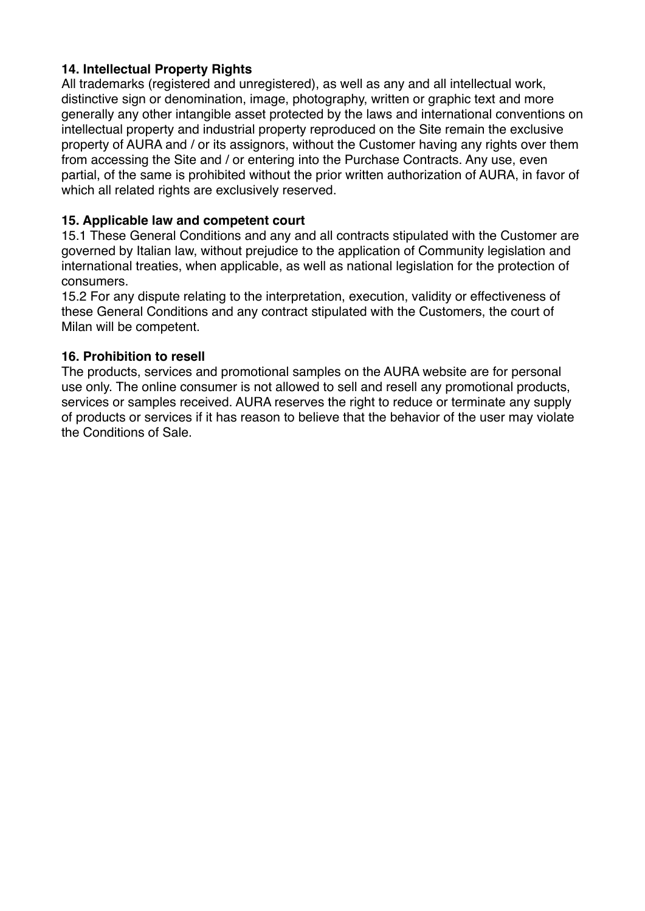**14. Intellectual Property Rights**

All trademarks (registered and unregistered), as well as any and all intellectual work, distinctive sign or denomination, image, photography, written or graphic text and more generally any other intangible asset protected by the laws and international conventions on intellectual property and industrial property reproduced on the Site remain the exclusive property of AURA and / or its assignors, without the Customer having any rights over them from accessing the Site and / or entering into the Purchase Contracts. Any use, even partial, of the same is prohibited without the prior written authorization of AURA, in favor of which all related rights are exclusively reserved.

**15. Applicable law and competent court**

15.1 These General Conditions and any and all contracts stipulated with the Customer are governed by Italian law, without prejudice to the application of Community legislation and international treaties, when applicable, as well as national legislation for the protection of consumers.

15.2 For any dispute relating to the interpretation, execution, validity or effectiveness of these General Conditions and any contract stipulated with the Customers, the court of Milan will be competent.

**16. Prohibition to resell**

The products, services and promotional samples on the AURA website are for personal use only. The online consumer is not allowed to sell and resell any promotional products, services or samples received. AURA reserves the right to reduce or terminate any supply of products or services if it has reason to believe that the behavior of the user may violate the Conditions of Sale.